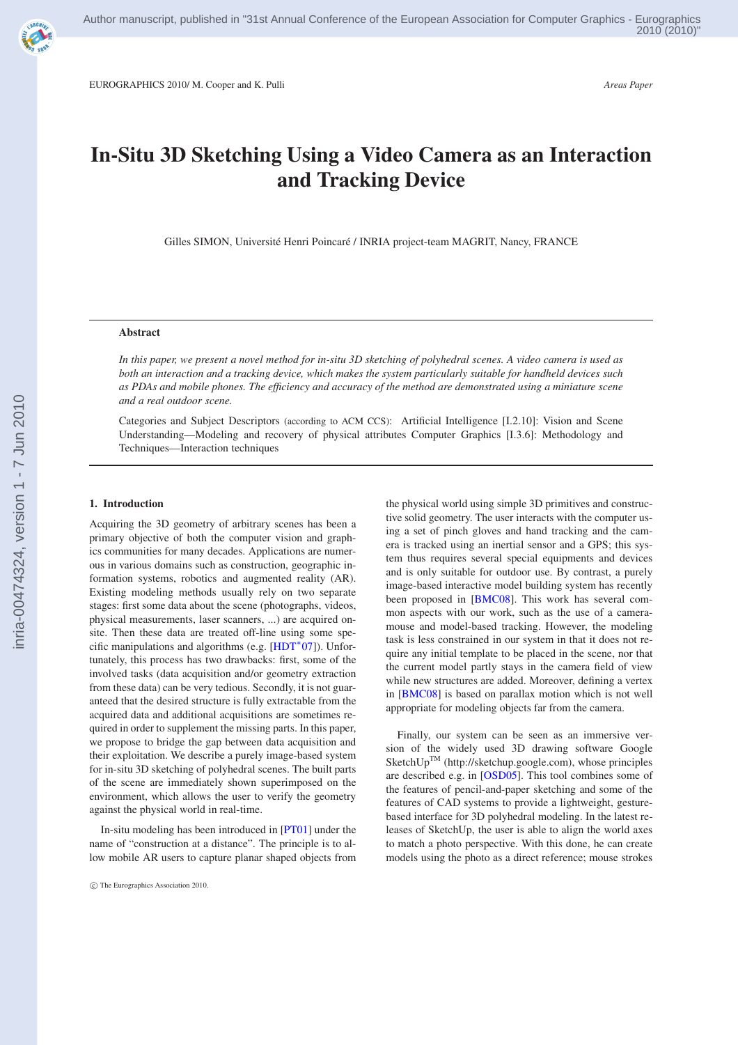# In-Situ 3D Sketching Using a Video Camera as an Interaction and Tracking Device

Gilles SIMON, Université Henri Poincaré / INRIA project-team MAGRIT, Nancy, FRANCE

---

**Abstract**

*In this paper, we present a novel method for in-situ 3D sketching of polyhedral scenes. A video camera is used as both an interaction and a tracking device, which makes the system particularly suitable for handheld devices such as PDAs and mobile phones. The efficiency and accuracy of the method are demonstrated using a miniature scene and a real outdoor scene.*

Categories and Subject Descriptors (according to ACM CCS): Artificial Intelligence [I.2.10]: Vision and Scene Understanding—Modeling and recovery of physical attributes Computer Graphics [I.3.6]: Methodology and Techniques—Interaction techniques

---

## 1. Introduction

Acquiring the 3D geometry of arbitrary scenes has been a primary objective of both the computer vision and graphics communities for many decades. Applications are numerous in various domains such as construction, geographic information systems, robotics and augmented reality (AR). Existing modeling methods usually rely on two separate stages: first some data about the scene (photographs, videos, physical measurements, laser scanners, ...) are acquired on-site. Then these data are treated off-line using some specific manipulations and algorithms (e.g. [HDT*07]). Unfortunately, this process has two drawbacks: first, some of the involved tasks (data acquisition and/or geometry extraction from these data) can be very tedious. Secondly, it is not guaranteed that the desired structure is fully extractable from the acquired data and additional acquisitions are sometimes required in order to supplement the missing parts. In this paper, we propose to bridge the gap between data acquisition and their exploitation. We describe a purely image-based system for in-situ 3D sketching of polyhedral scenes. The built parts of the scene are immediately shown superimposed on the environment, which allows the user to verify the geometry against the physical world in real-time.

In-situ modeling has been introduced in [PT01] under the name of "construction at a distance". The principle is to allow mobile AR users to capture planar shaped objects from the physical world using simple 3D primitives and constructive solid geometry. The user interacts with the computer using a set of pinch gloves and hand tracking and the camera is tracked using an inertial sensor and a GPS; this system thus requires several special equipments and devices and is only suitable for outdoor use. By contrast, a purely image-based interactive model building system has recently been proposed in [BMC08]. This work has several common aspects with our work, such as the use of a camera-mouse and model-based tracking. However, the modeling task is less constrained in our system in that it does not require any initial template to be placed in the scene, nor that the current model partly stays in the camera field of view while new structures are added. Moreover, defining a vertex in [BMC08] is based on parallax motion which is not well appropriate for modeling objects far from the camera.

Finally, our system can be seen as an immersive version of the widely used 3D drawing software Google SketchUp™ (http://sketchup.google.com), whose principles are described e.g. in [OSD05]. This tool combines some of the features of pencil-and-paper sketching and some of the features of CAD systems to provide a lightweight, gesture-based interface for 3D polyhedral modeling. In the latest releases of SketchUp, the user is able to align the world axes to match a photo perspective. With this done, he can create models using the photo as a direct reference; mouse strokes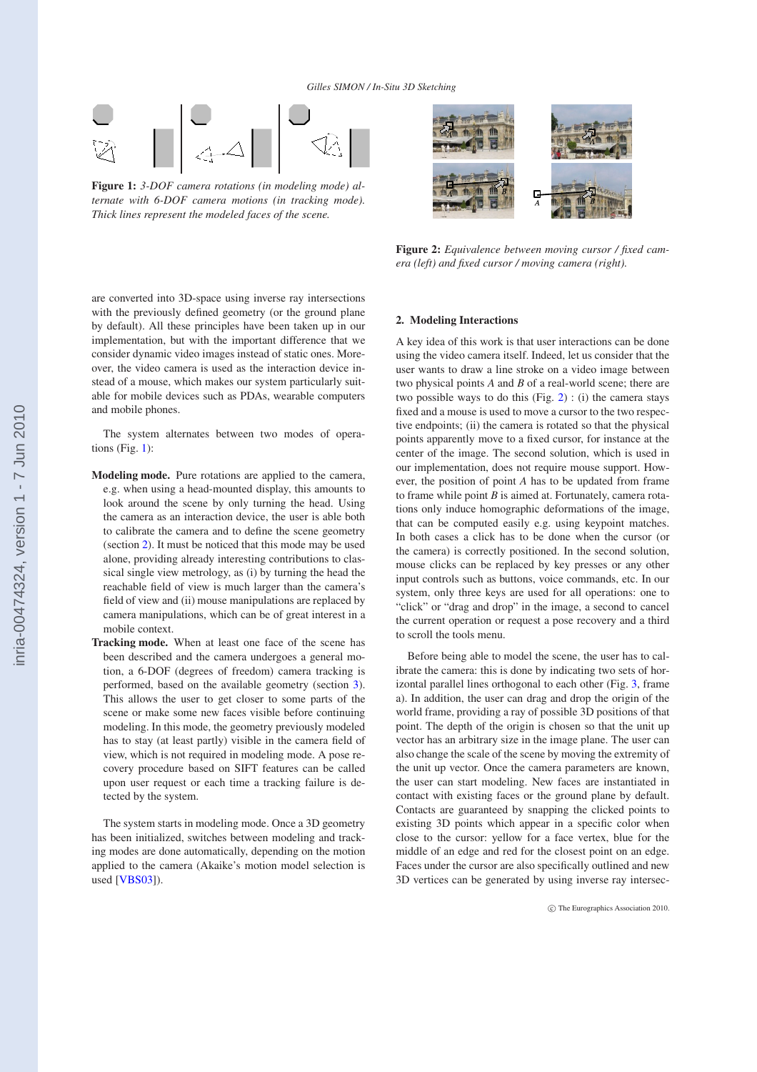**Figure 1:** *3-DOF camera rotations (in modeling mode) alternate with 6-DOF camera motions (in tracking mode). Thick lines represent the modeled faces of the scene.*

**Figure 2:** *Equivalence between moving cursor / fixed camera (left) and fixed cursor / moving camera (right).*

are converted into 3D-space using inverse ray intersections with the previously defined geometry (or the ground plane by default). All these principles have been taken up in our implementation, but with the important difference that we consider dynamic video images instead of static ones. Moreover, the video camera is used as the interaction device instead of a mouse, which makes our system particularly suitable for mobile devices such as PDAs, wearable computers and mobile phones.

The system alternates between two modes of operations (Fig. 1):

- **Modeling mode.** Pure rotations are applied to the camera, e.g. when using a head-mounted display, this amounts to look around the scene by only turning the head. Using the camera as an interaction device, the user is able both to calibrate the camera and to define the scene geometry (section 2). It must be noticed that this mode may be used alone, providing already interesting contributions to classical single view metrology, as (i) by turning the head the reachable field of view is much larger than the camera's field of view and (ii) mouse manipulations are replaced by camera manipulations, which can be of great interest in a mobile context.
- **Tracking mode.** When at least one face of the scene has been described and the camera undergoes a general motion, a 6-DOF (degrees of freedom) camera tracking is performed, based on the available geometry (section 3). This allows the user to get closer to some parts of the scene or make some new faces visible before continuing modeling. In this mode, the geometry previously modeled has to stay (at least partly) visible in the camera field of view, which is not required in modeling mode. A pose recovery procedure based on SIFT features can be called upon user request or each time a tracking failure is detected by the system.

The system starts in modeling mode. Once a 3D geometry has been initialized, switches between modeling and tracking modes are done automatically, depending on the motion applied to the camera (Akaike's motion model selection is used [VBS03]).

## 2. Modeling Interactions

A key idea of this work is that user interactions can be done using the video camera itself. Indeed, let us consider that the user wants to draw a line stroke on a video image between two physical points $A$ and $B$ of a real-world scene; there are two possible ways to do this (Fig. 2) : (i) the camera stays fixed and a mouse is used to move a cursor to the two respective endpoints; (ii) the camera is rotated so that the physical points apparently move to a fixed cursor, for instance at the center of the image. The second solution, which is used in our implementation, does not require mouse support. However, the position of point $A$ has to be updated from frame to frame while point $B$ is aimed at. Fortunately, camera rotations only induce homographic deformations of the image, that can be computed easily e.g. using keypoint matches. In both cases a click has to be done when the cursor (or the camera) is correctly positioned. In the second solution, mouse clicks can be replaced by key presses or any other input controls such as buttons, voice commands, etc. In our system, only three keys are used for all operations: one to "click" or "drag and drop" in the image, a second to cancel the current operation or request a pose recovery and a third to scroll the tools menu.

Before being able to model the scene, the user has to calibrate the camera: this is done by indicating two sets of horizontal parallel lines orthogonal to each other (Fig. 3, frame a). In addition, the user can drag and drop the origin of the world frame, providing a ray of possible 3D positions of that point. The depth of the origin is chosen so that the unit up vector has an arbitrary size in the image plane. The user can also change the scale of the scene by moving the extremity of the unit up vector. Once the camera parameters are known, the user can start modeling. New faces are instantiated in contact with existing faces or the ground plane by default. Contacts are guaranteed by snapping the clicked points to existing 3D points which appear in a specific color when close to the cursor: yellow for a face vertex, blue for the middle of an edge and red for the closest point on an edge. Faces under the cursor are also specifically outlined and new 3D vertices can be generated by using inverse ray intersec-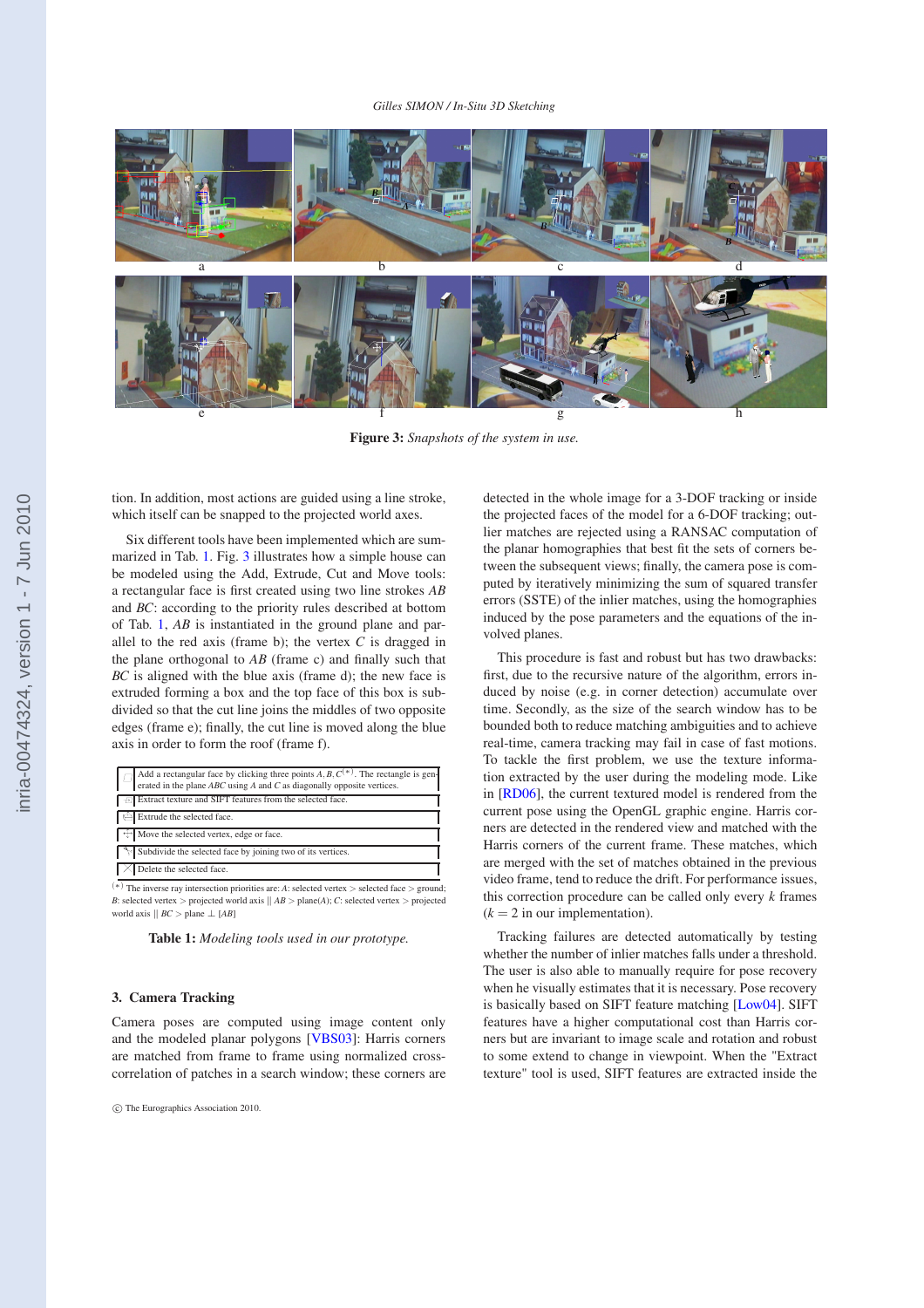a b c d

e f g h

**Figure 3:** *Snapshots of the system in use.*

tion. In addition, most actions are guided using a line stroke, which itself can be snapped to the projected world axes.

Six different tools have been implemented which are summarized in Tab. 1. Fig. 3 illustrates how a simple house can be modeled using the Add, Extrude, Cut and Move tools: a rectangular face is first created using two line strokes $AB$ and $BC$: according to the priority rules described at bottom of Tab. 1, $AB$ is instantiated in the ground plane and parallel to the red axis (frame b); the vertex $C$ is dragged in the plane orthogonal to $AB$ (frame c) and finally such that $BC$ is aligned with the blue axis (frame d); the new face is extruded forming a box and the top face of this box is subdivided so that the cut line joins the middles of two opposite edges (frame e); finally, the cut line is moved along the blue axis in order to form the roof (frame f).

| | |
|---|---|
| | Add a rectangular face by clicking three points $A, B, C^{(*)}$. The rectangle is generated in the plane $ABC$ using $A$ and $C$ as diagonally opposite vertices. |
| | Extract texture and SIFT features from the selected face. |
| | Extrude the selected face. |
| | Move the selected vertex, edge or face. |
| | Subdivide the selected face by joining two of its vertices. |
| | Delete the selected face. |

$^{(*)}$ The inverse ray intersection priorities are: $A$: selected vertex > selected face > ground; $B$: selected vertex > projected world axis $\parallel AB$ > plane($A$); $C$: selected vertex > projected world axis $\parallel BC$ > plane $\perp [AB]$

**Table 1:** *Modeling tools used in our prototype.*

## 3. Camera Tracking

Camera poses are computed using image content only and the modeled planar polygons [VBS03]: Harris corners are matched from frame to frame using normalized cross-correlation of patches in a search window; these corners are detected in the whole image for a 3-DOF tracking or inside the projected faces of the model for a 6-DOF tracking; outlier matches are rejected using a RANSAC computation of the planar homographies that best fit the sets of corners between the subsequent views; finally, the camera pose is computed by iteratively minimizing the sum of squared transfer errors (SSTE) of the inlier matches, using the homographies induced by the pose parameters and the equations of the involved planes.

This procedure is fast and robust but has two drawbacks: first, due to the recursive nature of the algorithm, errors induced by noise (e.g. in corner detection) accumulate over time. Secondly, as the size of the search window has to be bounded both to reduce matching ambiguities and to achieve real-time, camera tracking may fail in case of fast motions. To tackle the first problem, we use the texture information extracted by the user during the modeling mode. Like in [RD06], the current textured model is rendered from the current pose using the OpenGL graphic engine. Harris corners are detected in the rendered view and matched with the Harris corners of the current frame. These matches, which are merged with the set of matches obtained in the previous video frame, tend to reduce the drift. For performance issues, this correction procedure can be called only every $k$ frames ($k = 2$ in our implementation).

Tracking failures are detected automatically by testing whether the number of inlier matches falls under a threshold. The user is also able to manually require for pose recovery when he visually estimates that it is necessary. Pose recovery is basically based on SIFT feature matching [Low04]. SIFT features have a higher computational cost than Harris corners but are invariant to image scale and rotation and robust to some extend to change in viewpoint. When the "Extract texture" tool is used, SIFT features are extracted inside the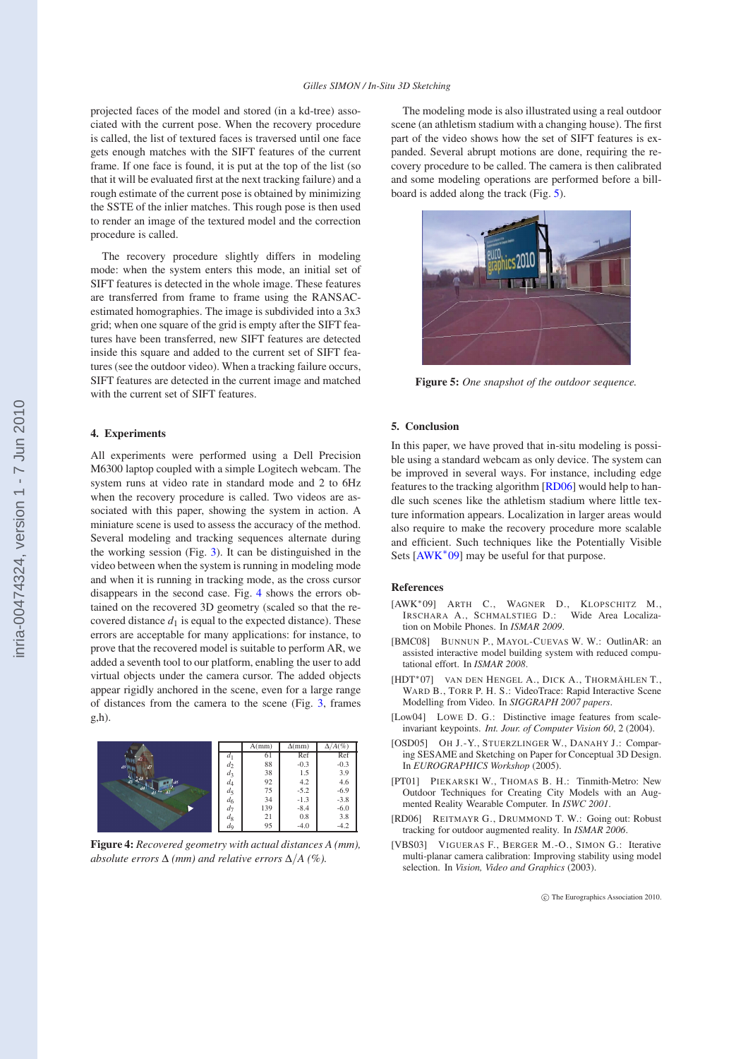projected faces of the model and stored (in a kd-tree) associated with the current pose. When the recovery procedure is called, the list of textured faces is traversed until one face gets enough matches with the SIFT features of the current frame. If one face is found, it is put at the top of the list (so that it will be evaluated first at the next tracking failure) and a rough estimate of the current pose is obtained by minimizing the SSTE of the inlier matches. This rough pose is then used to render an image of the textured model and the correction procedure is called.

The recovery procedure slightly differs in modeling mode: when the system enters this mode, an initial set of SIFT features is detected in the whole image. These features are transferred from frame to frame using the RANSAC-estimated homographies. The image is subdivided into a 3x3 grid; when one square of the grid is empty after the SIFT features have been transferred, new SIFT features are detected inside this square and added to the current set of SIFT features (see the outdoor video). When a tracking failure occurs, SIFT features are detected in the current image and matched with the current set of SIFT features.

## 4. Experiments

All experiments were performed using a Dell Precision M6300 laptop coupled with a simple Logitech webcam. The system runs at video rate in standard mode and 2 to 6Hz when the recovery procedure is called. Two videos are associated with this paper, showing the system in action. A miniature scene is used to assess the accuracy of the method. Several modeling and tracking sequences alternate during the working session (Fig. 3). It can be distinguished in the video between when the system is running in modeling mode and when it is running in tracking mode, as the cross cursor disappears in the second case. Fig. 4 shows the errors obtained on the recovered 3D geometry (scaled so that the recovered distance $d_1$ is equal to the expected distance). These errors are acceptable for many applications: for instance, to prove that the recovered model is suitable to perform AR, we added a seventh tool to our platform, enabling the user to add virtual objects under the camera cursor. The added objects appear rigidly anchored in the scene, even for a large range of distances from the camera to the scene (Fig. 3, frames g,h).

| | A(mm) | $\Delta$(mm) | $\Delta/A$(%) |
|---|---|---|---|
| $d_1$ | 61 | Ref | Ref |
| $d_2$ | 88 | -0.3 | -0.3 |
| $d_3$ | 38 | 1.5 | 3.9 |
| $d_4$ | 92 | 4.2 | 4.6 |
| $d_5$ | 75 | -5.2 | -6.9 |
| $d_6$ | 34 | -1.3 | -3.8 |
| $d_7$ | 139 | -8.4 | -6.0 |
| $d_8$ | 21 | 0.8 | 3.8 |
| $d_9$ | 95 | -4.0 | -4.2 |

**Figure 4:** *Recovered geometry with actual distances A (mm), absolute errors $\Delta$ (mm) and relative errors $\Delta/A$ (%).*

The modeling mode is also illustrated using a real outdoor scene (an athletism stadium with a changing house). The first part of the video shows how the set of SIFT features is expanded. Several abrupt motions are done, requiring the recovery procedure to be called. The camera is then calibrated and some modeling operations are performed before a billboard is added along the track (Fig. 5).

**Figure 5:** *One snapshot of the outdoor sequence.*

## 5. Conclusion

In this paper, we have proved that in-situ modeling is possible using a standard webcam as only device. The system can be improved in several ways. For instance, including edge features to the tracking algorithm [RD06] would help to handle such scenes like the athletism stadium where little texture information appears. Localization in larger areas would also require to make the recovery procedure more scalable and efficient. Such techniques like the Potentially Visible Sets [AWK*09] may be useful for that purpose.

## References

[AWK*09] Arth C., Wagner D., Klopschitz M., Irschara A., Schmalstieg D.: Wide Area Localization on Mobile Phones. In *ISMAR 2009*.

[BMC08] Bunnun P., Mayol-Cuevas W. W.: OutlinAR: an assisted interactive model building system with reduced computational effort. In *ISMAR 2008*.

[HDT*07] van den Hengel A., Dick A., Thormählen T., Ward B., Torr P. H. S.: VideoTrace: Rapid Interactive Scene Modelling from Video. In *SIGGRAPH 2007 papers*.

[Low04] Lowe D. G.: Distinctive image features from scale-invariant keypoints. *Int. Jour. of Computer Vision 60*, 2 (2004).

[OSD05] Oh J.-Y., Stuerzlinger W., Danahy J.: Comparing SESAME and Sketching on Paper for Conceptual 3D Design. In *EUROGRAPHICS Workshop* (2005).

[PT01] Piekarski W., Thomas B. H.: Tinmith-Metro: New Outdoor Techniques for Creating City Models with an Augmented Reality Wearable Computer. In *ISWC 2001*.

[RD06] Reitmayr G., Drummond T. W.: Going out: Robust tracking for outdoor augmented reality. In *ISMAR 2006*.

[VBS03] Vigueras F., Berger M.-O., Simon G.: Iterative multi-planar camera calibration: Improving stability using model selection. In *Vision, Video and Graphics* (2003).